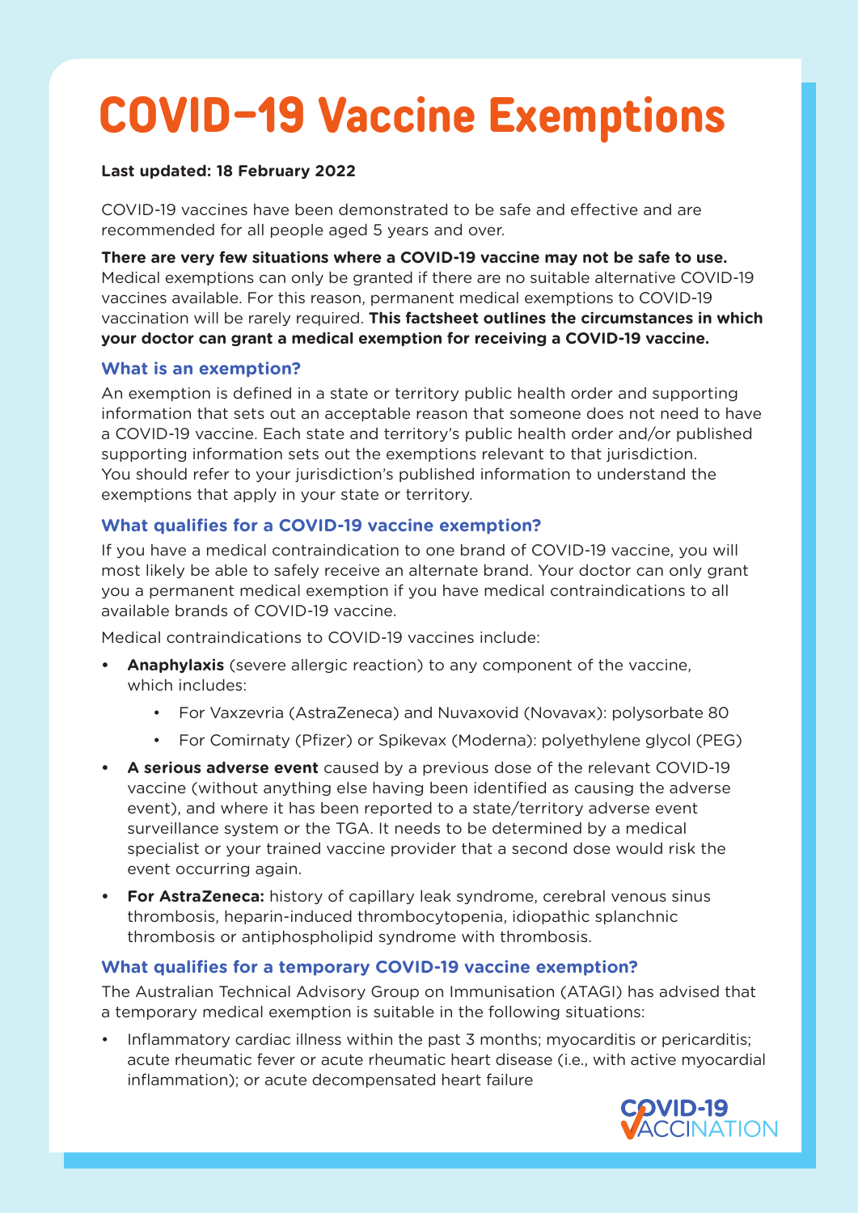# COVID-19 Vaccine Exemptions

**Last updated: 18 February 2022**

COVID-19 vaccines have been demonstrated to be safe and effective and are recommended for all people aged 5 years and over.

**There are very few situations where a COVID-19 vaccine may not be safe to use.** Medical exemptions can only be granted if there are no suitable alternative COVID-19 vaccines available. For this reason, permanent medical exemptions to COVID-19 vaccination will be rarely required. **This factsheet outlines the circumstances in which your doctor can grant a medical exemption for receiving a COVID-19 vaccine.**

## What is an exemption?

An exemption is defined in a state or territory public health order and supporting information that sets out an acceptable reason that someone does not need to have a COVID-19 vaccine. Each state and territory's public health order and/or published supporting information sets out the exemptions relevant to that jurisdiction. You should refer to your jurisdiction's published information to understand the exemptions that apply in your state or territory.

## What qualifies for a COVID-19 vaccine exemption?

If you have a medical contraindication to one brand of COVID-19 vaccine, you will most likely be able to safely receive an alternate brand. Your doctor can only grant you a permanent medical exemption if you have medical contraindications to all available brands of COVID-19 vaccine.

Medical contraindications to COVID-19 vaccines include:

- **Anaphylaxis** (severe allergic reaction) to any component of the vaccine, which includes:
  - For Vaxzevria (AstraZeneca) and Nuvaxovid (Novavax): polysorbate 80
  - For Comirnaty (Pfizer) or Spikevax (Moderna): polyethylene glycol (PEG)
- **A serious adverse event** caused by a previous dose of the relevant COVID-19 vaccine (without anything else having been identified as causing the adverse event), and where it has been reported to a state/territory adverse event surveillance system or the TGA. It needs to be determined by a medical specialist or your trained vaccine provider that a second dose would risk the event occurring again.
- **For AstraZeneca:** history of capillary leak syndrome, cerebral venous sinus thrombosis, heparin-induced thrombocytopenia, idiopathic splanchnic thrombosis or antiphospholipid syndrome with thrombosis.

## What qualifies for a temporary COVID-19 vaccine exemption?

The Australian Technical Advisory Group on Immunisation (ATAGI) has advised that a temporary medical exemption is suitable in the following situations:

- Inflammatory cardiac illness within the past 3 months; myocarditis or pericarditis; acute rheumatic fever or acute rheumatic heart disease (i.e., with active myocardial inflammation); or acute decompensated heart failure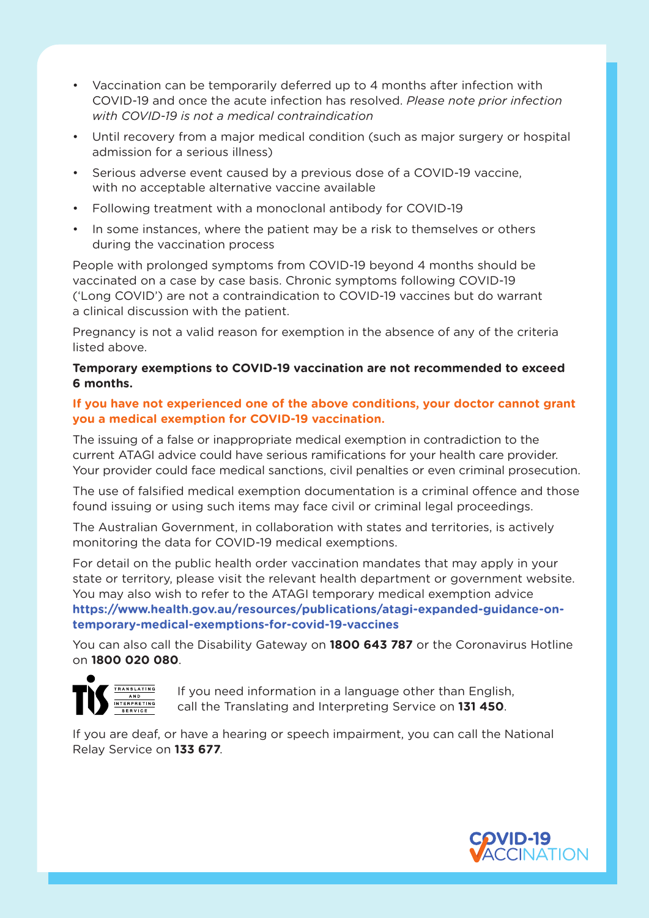- Vaccination can be temporarily deferred up to 4 months after infection with COVID-19 and once the acute infection has resolved. *Please note prior infection with COVID-19 is not a medical contraindication*
- Until recovery from a major medical condition (such as major surgery or hospital admission for a serious illness)
- Serious adverse event caused by a previous dose of a COVID-19 vaccine, with no acceptable alternative vaccine available
- Following treatment with a monoclonal antibody for COVID-19
- In some instances, where the patient may be a risk to themselves or others during the vaccination process

People with prolonged symptoms from COVID-19 beyond 4 months should be vaccinated on a case by case basis. Chronic symptoms following COVID-19 ('Long COVID') are not a contraindication to COVID-19 vaccines but do warrant a clinical discussion with the patient.

Pregnancy is not a valid reason for exemption in the absence of any of the criteria listed above.

**Temporary exemptions to COVID-19 vaccination are not recommended to exceed 6 months.**

**If you have not experienced one of the above conditions, your doctor cannot grant you a medical exemption for COVID-19 vaccination.**

The issuing of a false or inappropriate medical exemption in contradiction to the current ATAGI advice could have serious ramifications for your health care provider. Your provider could face medical sanctions, civil penalties or even criminal prosecution.

The use of falsified medical exemption documentation is a criminal offence and those found issuing or using such items may face civil or criminal legal proceedings.

The Australian Government, in collaboration with states and territories, is actively monitoring the data for COVID-19 medical exemptions.

For detail on the public health order vaccination mandates that may apply in your state or territory, please visit the relevant health department or government website. You may also wish to refer to the ATAGI temporary medical exemption advice **https://www.health.gov.au/resources/publications/atagi-expanded-guidance-on-temporary-medical-exemptions-for-covid-19-vaccines**

You can also call the Disability Gateway on **1800 643 787** or the Coronavirus Hotline on **1800 020 080**.

TIS TRANSLATING AND INTERPRETING SERVICE

If you need information in a language other than English, call the Translating and Interpreting Service on **131 450**.

If you are deaf, or have a hearing or speech impairment, you can call the National Relay Service on **133 677**.

COVID-19 VACCINATION